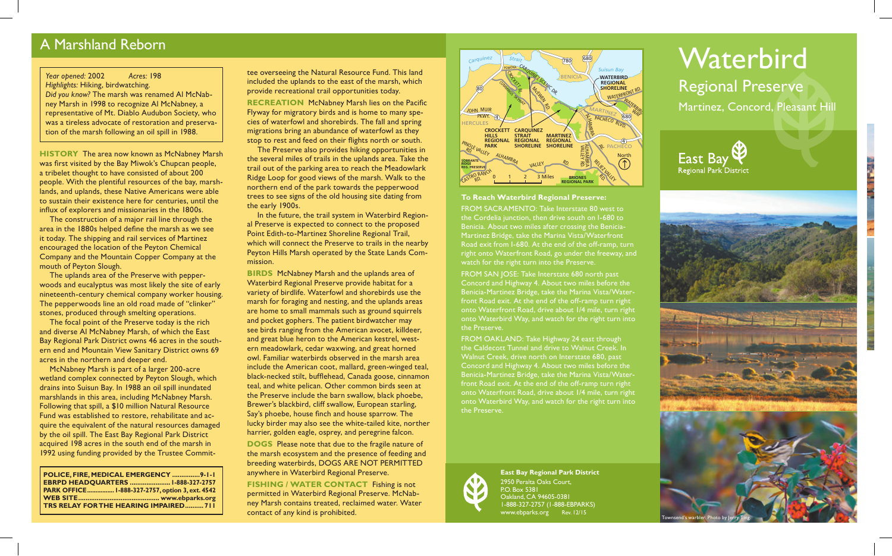## A Marshland Reborn

*Year opened:* 2002 *Acres:* 198
*Highlights:* Hiking, birdwatching.
*Did you know?* The marsh was renamed Al McNabney Marsh in 1998 to recognize Al McNabney, a representative of Mt. Diablo Audubon Society, who was a tireless advocate of restoration and preservation of the marsh following an oil spill in 1988.

**HISTORY** The area now known as McNabney Marsh was first visited by the Bay Miwok's Chupcan people, a tribelet thought to have consisted of about 200 people. With the plentiful resources of the bay, marshlands, and uplands, these Native Americans were able to sustain their existence here for centuries, until the influx of explorers and missionaries in the 1800s.

The construction of a major rail line through the area in the 1880s helped define the marsh as we see it today. The shipping and rail services of Martinez encouraged the location of the Peyton Chemical Company and the Mountain Copper Company at the mouth of Peyton Slough.

The uplands area of the Preserve with pepperwoods and eucalyptus was most likely the site of early nineteenth-century chemical company worker housing. The pepperwoods line an old road made of "clinker" stones, produced through smelting operations.

The focal point of the Preserve today is the rich and diverse Al McNabney Marsh, of which the East Bay Regional Park District owns 46 acres in the southern end and Mountain View Sanitary District owns 69 acres in the northern and deeper end.

McNabney Marsh is part of a larger 200-acre wetland complex connected by Peyton Slough, which drains into Suisun Bay. In 1988 an oil spill inundated marshlands in this area, including McNabney Marsh. Following that spill, a $10 million Natural Resource Fund was established to restore, rehabilitate and acquire the equivalent of the natural resources damaged by the oil spill. The East Bay Regional Park District acquired 198 acres in the south end of the marsh in 1992 using funding provided by the Trustee Committee overseeing the Natural Resource Fund. This land included the uplands to the east of the marsh, which provide recreational trail opportunities today.

| | |
|---|---|
| **POLICE, FIRE, MEDICAL EMERGENCY** | **9-1-1** |
| **EBRPD HEADQUARTERS** | **1-888-327-2757** |
| **PARK OFFICE** | **1-888-327-2757, option 3, ext. 4542** |
| **WEB SITE** | **www.ebparks.org** |
| **TRS RELAY FOR THE HEARING IMPAIRED** | **711** |

**RECREATION** McNabney Marsh lies on the Pacific Flyway for migratory birds and is home to many species of waterfowl and shorebirds. The fall and spring migrations bring an abundance of waterfowl as they stop to rest and feed on their flights north or south.

The Preserve also provides hiking opportunities in the several miles of trails in the uplands area. Take the trail out of the parking area to reach the Meadowlark Ridge Loop for good views of the marsh. Walk to the northern end of the park towards the pepperwood trees to see signs of the old housing site dating from the early 1900s.

In the future, the trail system in Waterbird Regional Preserve is expected to connect to the proposed Point Edith-to-Martinez Shoreline Regional Trail, which will connect the Preserve to trails in the nearby Peyton Hills Marsh operated by the State Lands Commission.

**BIRDS** McNabney Marsh and the uplands area of Waterbird Regional Preserve provide habitat for a variety of birdlife. Waterfowl and shorebirds use the marsh for foraging and nesting, and the uplands areas are home to small mammals such as ground squirrels and pocket gophers. The patient birdwatcher may see birds ranging from the American avocet, killdeer, and great blue heron to the American kestrel, western meadowlark, cedar waxwing, and great horned owl. Familiar waterbirds observed in the marsh area include the American coot, mallard, green-winged teal, black-necked stilt, bufflehead, Canada goose, cinnamon teal, and white pelican. Other common birds seen at the Preserve include the barn swallow, black phoebe, Brewer's blackbird, cliff swallow, European starling, Say's phoebe, house finch and house sparrow. The lucky birder may also see the white-tailed kite, norther harrier, golden eagle, osprey, and peregrine falcon.

**DOGS** Please note that due to the fragile nature of the marsh ecosystem and the presence of feeding and breeding waterbirds, DOGS ARE NOT PERMITTED anywhere in Waterbird Regional Preserve.

**FISHING / WATER CONTACT** Fishing is not permitted in Waterbird Regional Preserve. McNabney Marsh contains treated, reclaimed water. Water contact of any kind is prohibited.

**To Reach Waterbird Regional Preserve:**

FROM SACRAMENTO: Take Interstate 80 west to the Cordelia junction, then drive south on I-680 to Benicia. About two miles after crossing the Benicia-Martinez Bridge, take the Marina Vista/Waterfront Road exit from I-680. At the end of the off-ramp, turn right onto Waterfront Road, go under the freeway, and watch for the right turn into the Preserve.

FROM SAN JOSE: Take Interstate 680 north past Concord and Highway 4. About two miles before the Benicia-Martinez Bridge, take the Marina Vista/Waterfront Road exit. At the end of the off-ramp turn right onto Waterfront Road, drive about 1/4 mile, turn right onto Waterbird Way, and watch for the right turn into the Preserve.

FROM OAKLAND: Take Highway 24 east through the Caldecott Tunnel and drive to Walnut Creek. In Walnut Creek, drive north on Interstate 680, past Concord and Highway 4. About two miles before the Benicia-Martinez Bridge, take the Marina Vista/Waterfront Road exit. At the end of the off-ramp turn right onto Waterfront Road, drive about 1/4 mile, turn right onto Waterbird Way, and watch for the right turn into the Preserve.

**East Bay Regional Park District**
2950 Peralta Oaks Court,
P.O. Box 5381
Oakland, CA 94605-0381
1-888-327-2757 (1-888-EBPARKS)
www.ebparks.org Rev. 12/15

# Waterbird
## Regional Preserve
Martinez, Concord, Pleasant Hill

East Bay Regional Park District

Townsend's warbler. Photo by Jerry Ting.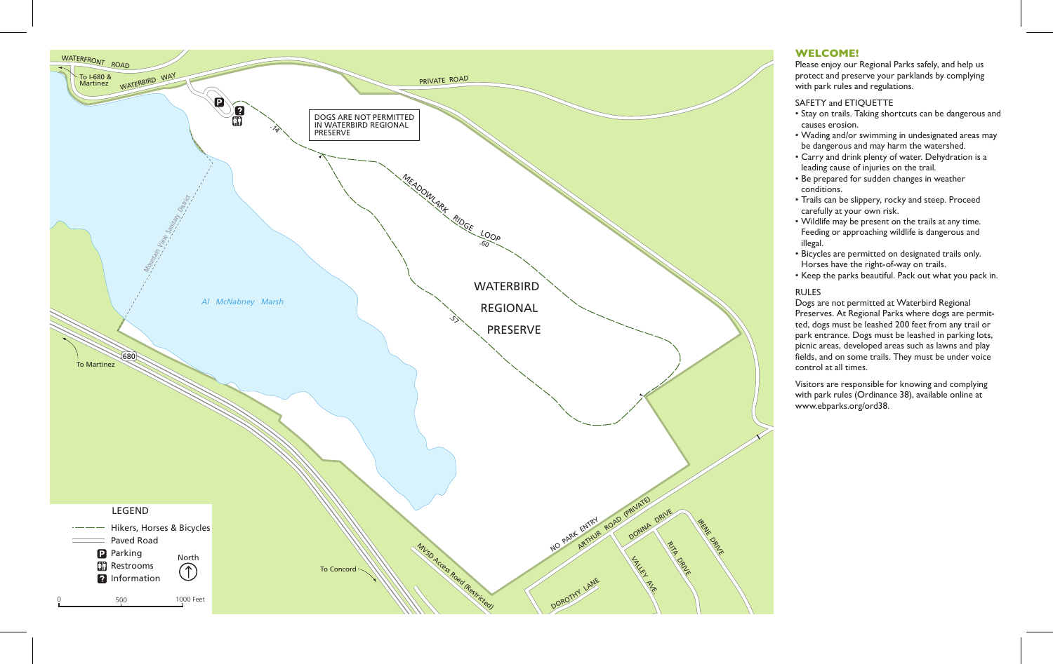WATERFRONT ROAD

To I-680 & Martinez

WATERBIRD WAY

PRIVATE ROAD

DOGS ARE NOT PERMITTED IN WATERBIRD REGIONAL PRESERVE

.14

MEADOWLARK RIDGE LOOP

.60

.57

Mountain View Sanitary District

Al McNabney Marsh

WATERBIRD REGIONAL PRESERVE

680

To Martinez

To Concord

MVSD Access Road (Restricted)

NO PARK ENTRY

ARTHUR ROAD (PRIVATE)

DONNA DRIVE

IRENE DRIVE

RITA DRIVE

VALLEY AVE.

DOROTHY LANE

LEGEND

Hikers, Horses & Bicycles

Paved Road

Parking

Restrooms

Information

North

0 500 1000 Feet

## WELCOME!

Please enjoy our Regional Parks safely, and help us protect and preserve your parklands by complying with park rules and regulations.

SAFETY and ETIQUETTE

- Stay on trails. Taking shortcuts can be dangerous and causes erosion.
- Wading and/or swimming in undesignated areas may be dangerous and may harm the watershed.
- Carry and drink plenty of water. Dehydration is a leading cause of injuries on the trail.
- Be prepared for sudden changes in weather conditions.
- Trails can be slippery, rocky and steep. Proceed carefully at your own risk.
- Wildlife may be present on the trails at any time. Feeding or approaching wildlife is dangerous and illegal.
- Bicycles are permitted on designated trails only. Horses have the right-of-way on trails.
- Keep the parks beautiful. Pack out what you pack in.

RULES

Dogs are not permitted at Waterbird Regional Preserves. At Regional Parks where dogs are permitted, dogs must be leashed 200 feet from any trail or park entrance. Dogs must be leashed in parking lots, picnic areas, developed areas such as lawns and play fields, and on some trails. They must be under voice control at all times.

Visitors are responsible for knowing and complying with park rules (Ordinance 38), available online at www.ebparks.org/ord38.